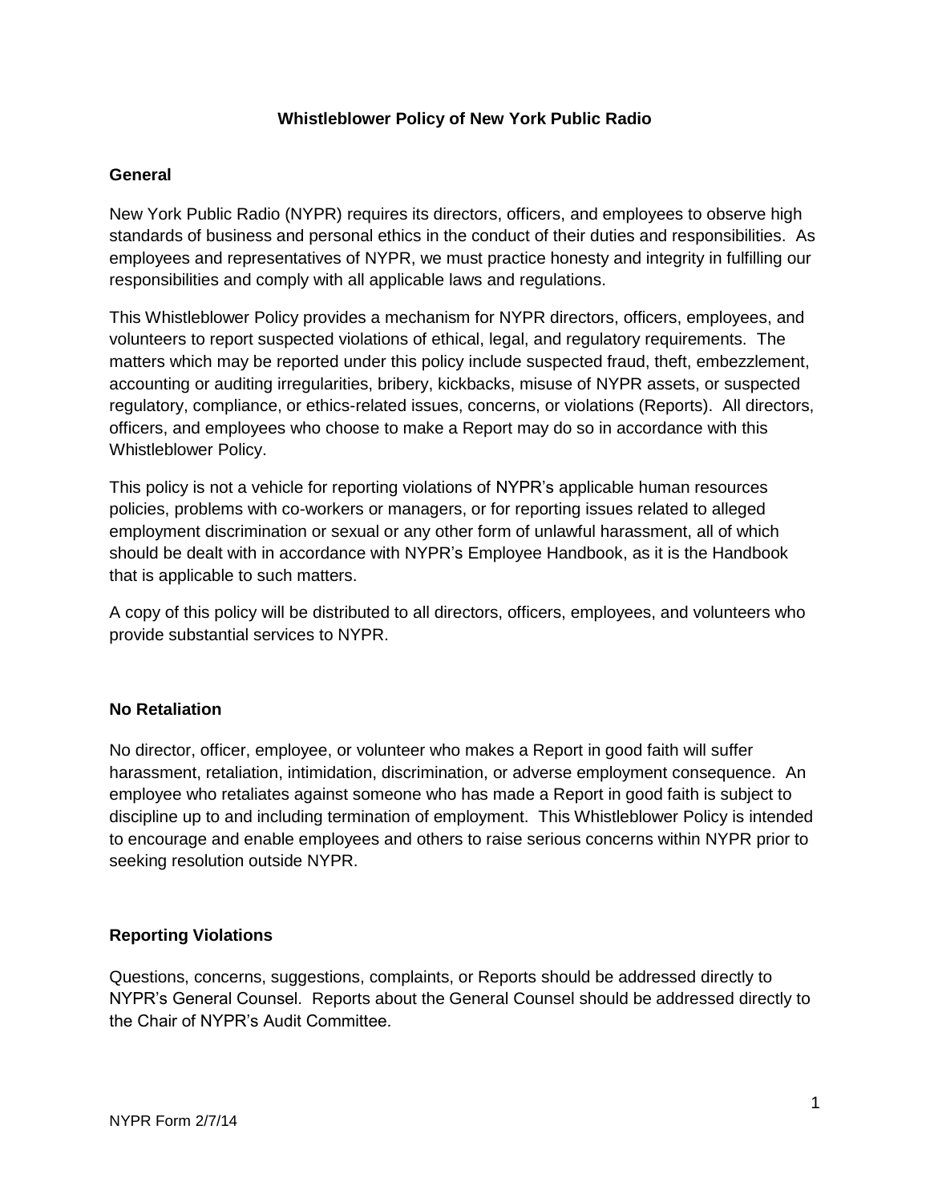# Whistleblower Policy of New York Public Radio

## General

New York Public Radio (NYPR) requires its directors, officers, and employees to observe high standards of business and personal ethics in the conduct of their duties and responsibilities. As employees and representatives of NYPR, we must practice honesty and integrity in fulfilling our responsibilities and comply with all applicable laws and regulations.

This Whistleblower Policy provides a mechanism for NYPR directors, officers, employees, and volunteers to report suspected violations of ethical, legal, and regulatory requirements. The matters which may be reported under this policy include suspected fraud, theft, embezzlement, accounting or auditing irregularities, bribery, kickbacks, misuse of NYPR assets, or suspected regulatory, compliance, or ethics-related issues, concerns, or violations (Reports). All directors, officers, and employees who choose to make a Report may do so in accordance with this Whistleblower Policy.

This policy is not a vehicle for reporting violations of NYPR's applicable human resources policies, problems with co-workers or managers, or for reporting issues related to alleged employment discrimination or sexual or any other form of unlawful harassment, all of which should be dealt with in accordance with NYPR's Employee Handbook, as it is the Handbook that is applicable to such matters.

A copy of this policy will be distributed to all directors, officers, employees, and volunteers who provide substantial services to NYPR.

## No Retaliation

No director, officer, employee, or volunteer who makes a Report in good faith will suffer harassment, retaliation, intimidation, discrimination, or adverse employment consequence. An employee who retaliates against someone who has made a Report in good faith is subject to discipline up to and including termination of employment. This Whistleblower Policy is intended to encourage and enable employees and others to raise serious concerns within NYPR prior to seeking resolution outside NYPR.

## Reporting Violations

Questions, concerns, suggestions, complaints, or Reports should be addressed directly to NYPR's General Counsel. Reports about the General Counsel should be addressed directly to the Chair of NYPR's Audit Committee.

NYPR Form 2/7/14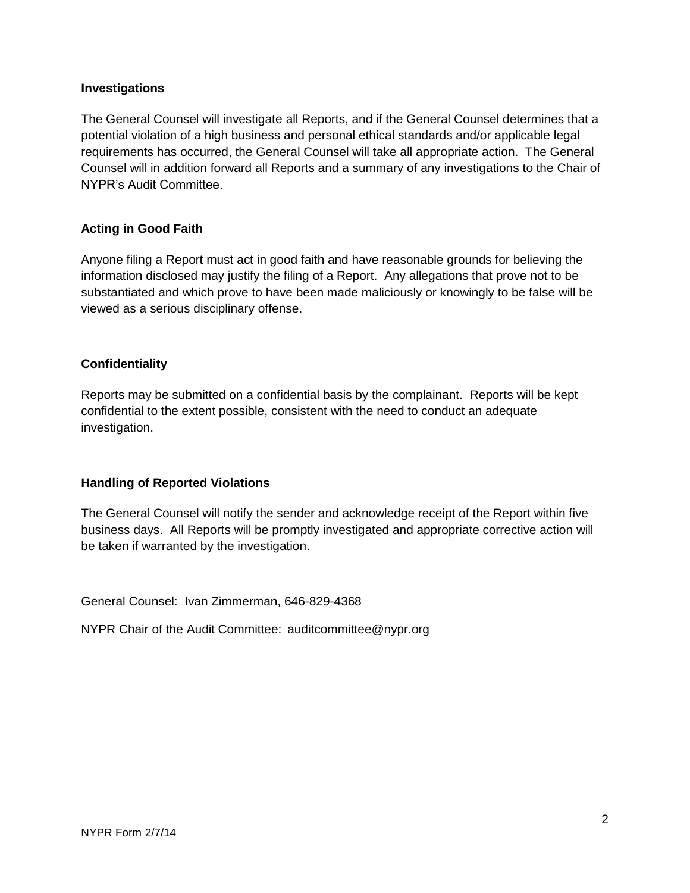**Investigations**

The General Counsel will investigate all Reports, and if the General Counsel determines that a potential violation of a high business and personal ethical standards and/or applicable legal requirements has occurred, the General Counsel will take all appropriate action. The General Counsel will in addition forward all Reports and a summary of any investigations to the Chair of NYPR's Audit Committee.

**Acting in Good Faith**

Anyone filing a Report must act in good faith and have reasonable grounds for believing the information disclosed may justify the filing of a Report. Any allegations that prove not to be substantiated and which prove to have been made maliciously or knowingly to be false will be viewed as a serious disciplinary offense.

**Confidentiality**

Reports may be submitted on a confidential basis by the complainant. Reports will be kept confidential to the extent possible, consistent with the need to conduct an adequate investigation.

**Handling of Reported Violations**

The General Counsel will notify the sender and acknowledge receipt of the Report within five business days. All Reports will be promptly investigated and appropriate corrective action will be taken if warranted by the investigation.

General Counsel: Ivan Zimmerman, 646-829-4368

NYPR Chair of the Audit Committee: auditcommittee@nypr.org

NYPR Form 2/7/14